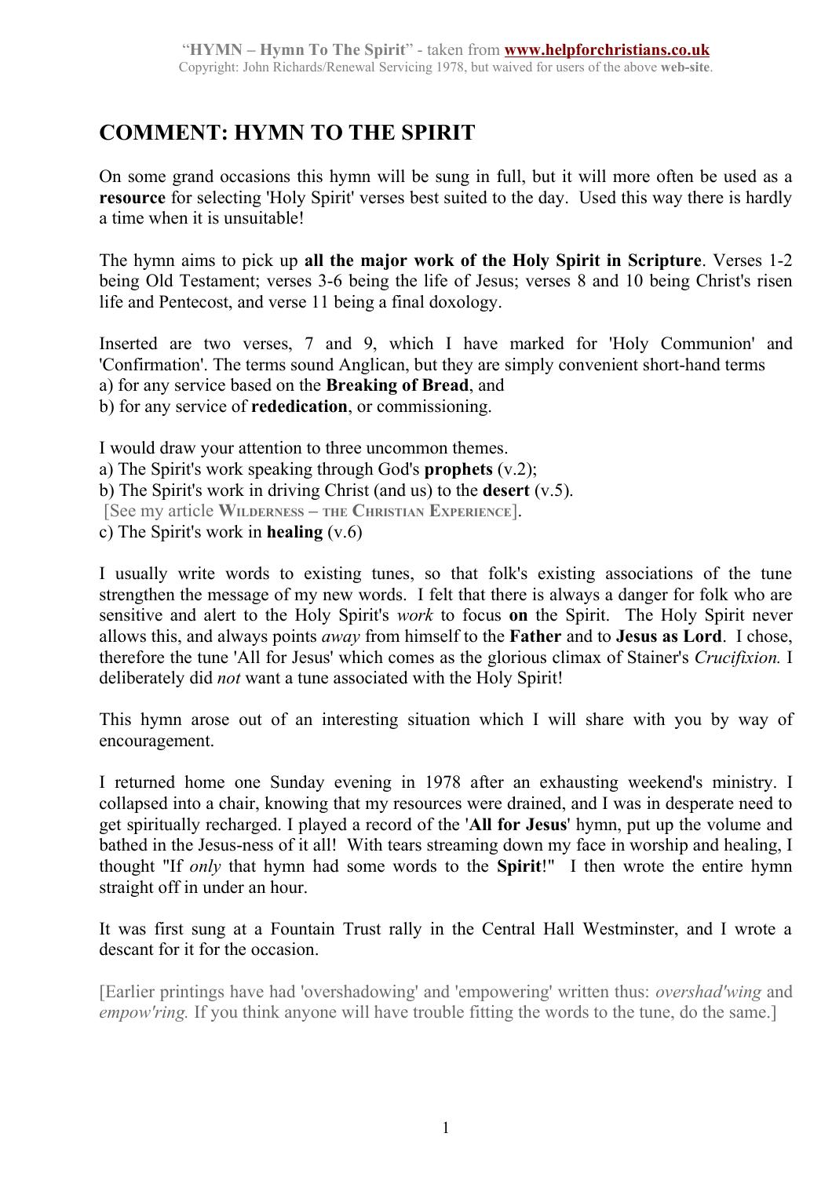# COMMENT: HYMN TO THE SPIRIT

On some grand occasions this hymn will be sung in full, but it will more often be used as a **resource** for selecting 'Holy Spirit' verses best suited to the day. Used this way there is hardly a time when it is unsuitable!

The hymn aims to pick up **all the major work of the Holy Spirit in Scripture**. Verses 1-2 being Old Testament; verses 3-6 being the life of Jesus; verses 8 and 10 being Christ's risen life and Pentecost, and verse 11 being a final doxology.

Inserted are two verses, 7 and 9, which I have marked for 'Holy Communion' and 'Confirmation'. The terms sound Anglican, but they are simply convenient short-hand terms
a) for any service based on the **Breaking of Bread**, and
b) for any service of **rededication**, or commissioning.

I would draw your attention to three uncommon themes.
a) The Spirit's work speaking through God's **prophets** (v.2);
b) The Spirit's work in driving Christ (and us) to the **desert** (v.5).
[See my article **WILDERNESS – THE CHRISTIAN EXPERIENCE**].
c) The Spirit's work in **healing** (v.6)

I usually write words to existing tunes, so that folk's existing associations of the tune strengthen the message of my new words. I felt that there is always a danger for folk who are sensitive and alert to the Holy Spirit's *work* to focus **on** the Spirit. The Holy Spirit never allows this, and always points *away* from himself to the **Father** and to **Jesus as Lord**. I chose, therefore the tune 'All for Jesus' which comes as the glorious climax of Stainer's *Crucifixion.* I deliberately did *not* want a tune associated with the Holy Spirit!

This hymn arose out of an interesting situation which I will share with you by way of encouragement.

I returned home one Sunday evening in 1978 after an exhausting weekend's ministry. I collapsed into a chair, knowing that my resources were drained, and I was in desperate need to get spiritually recharged. I played a record of the '**All for Jesus**' hymn, put up the volume and bathed in the Jesus-ness of it all! With tears streaming down my face in worship and healing, I thought "If *only* that hymn had some words to the **Spirit**!" I then wrote the entire hymn straight off in under an hour.

It was first sung at a Fountain Trust rally in the Central Hall Westminster, and I wrote a descant for it for the occasion.

[Earlier printings have had 'overshadowing' and 'empowering' written thus: *overshad'wing* and *empow'ring.* If you think anyone will have trouble fitting the words to the tune, do the same.]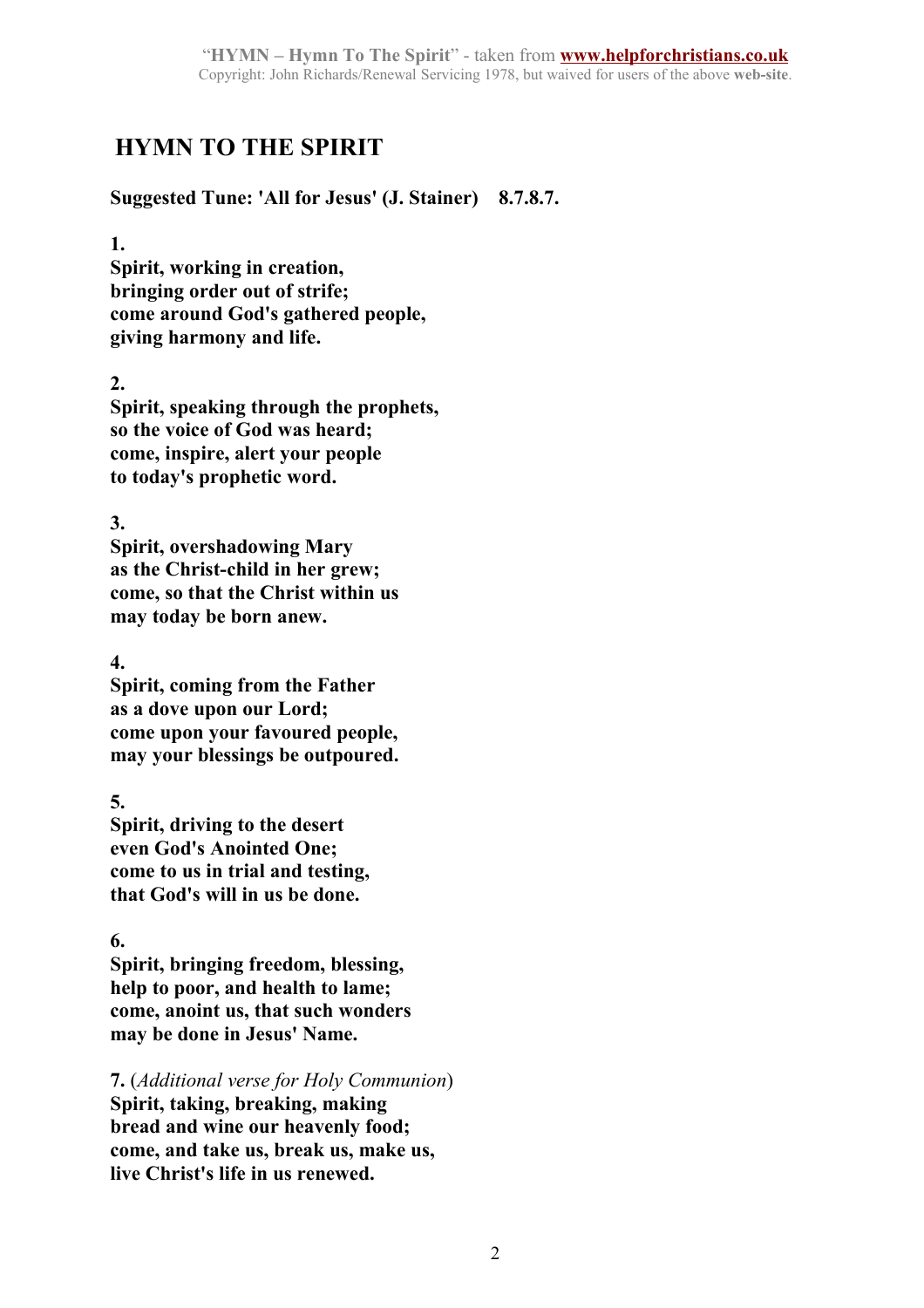# HYMN TO THE SPIRIT

**Suggested Tune: 'All for Jesus' (J. Stainer) 8.7.8.7.**

**1.**
**Spirit, working in creation,**
**bringing order out of strife;**
**come around God's gathered people,**
**giving harmony and life.**

**2.**
**Spirit, speaking through the prophets,**
**so the voice of God was heard;**
**come, inspire, alert your people**
**to today's prophetic word.**

**3.**
**Spirit, overshadowing Mary**
**as the Christ-child in her grew;**
**come, so that the Christ within us**
**may today be born anew.**

**4.**
**Spirit, coming from the Father**
**as a dove upon our Lord;**
**come upon your favoured people,**
**may your blessings be outpoured.**

**5.**
**Spirit, driving to the desert**
**even God's Anointed One;**
**come to us in trial and testing,**
**that God's will in us be done.**

**6.**
**Spirit, bringing freedom, blessing,**
**help to poor, and health to lame;**
**come, anoint us, that such wonders**
**may be done in Jesus' Name.**

**7.** (*Additional verse for Holy Communion*)
**Spirit, taking, breaking, making**
**bread and wine our heavenly food;**
**come, and take us, break us, make us,**
**live Christ's life in us renewed.**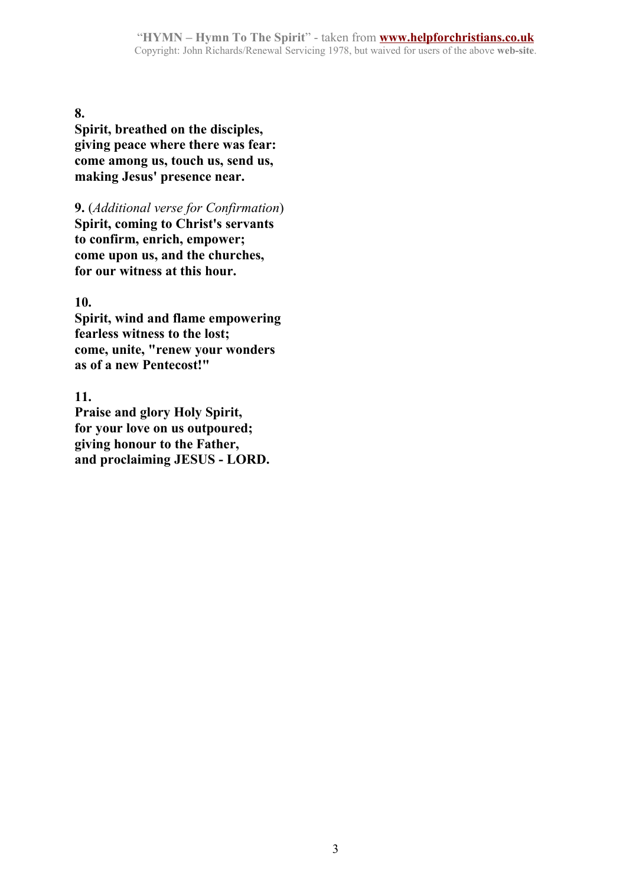**8.**
**Spirit, breathed on the disciples,**
**giving peace where there was fear:**
**come among us, touch us, send us,**
**making Jesus' presence near.**

**9.** (*Additional verse for Confirmation*)
**Spirit, coming to Christ's servants**
**to confirm, enrich, empower;**
**come upon us, and the churches,**
**for our witness at this hour.**

**10.**
**Spirit, wind and flame empowering**
**fearless witness to the lost;**
**come, unite, "renew your wonders**
**as of a new Pentecost!"**

**11.**
**Praise and glory Holy Spirit,**
**for your love on us outpoured;**
**giving honour to the Father,**
**and proclaiming JESUS - LORD.**